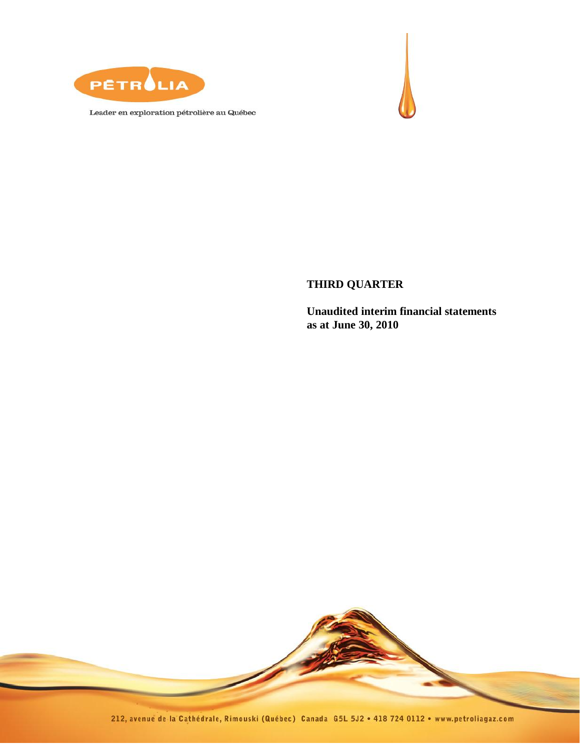PÉTROLIA

Leader en exploration pétrolière au Québec

**THIRD QUARTER**

**Unaudited interim financial statements as at June 30, 2010**

212, avenue de la Cathédrale, Rimouski (Québec) Canada G5L 5J2 • 418 724 0112 • www.petroliagaz.com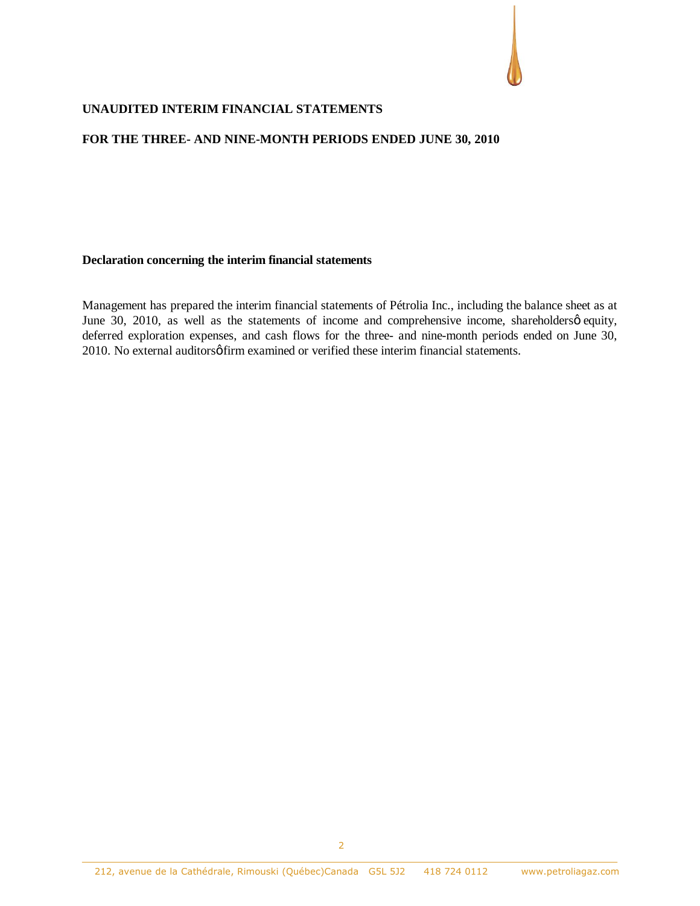**UNAUDITED INTERIM FINANCIAL STATEMENTS**

**FOR THE THREE- AND NINE-MONTH PERIODS ENDED JUNE 30, 2010**

**Declaration concerning the interim financial statements**

Management has prepared the interim financial statements of Pétrolia Inc., including the balance sheet as at June 30, 2010, as well as the statements of income and comprehensive income, shareholders' equity, deferred exploration expenses, and cash flows for the three- and nine-month periods ended on June 30, 2010. No external auditors' firm examined or verified these interim financial statements.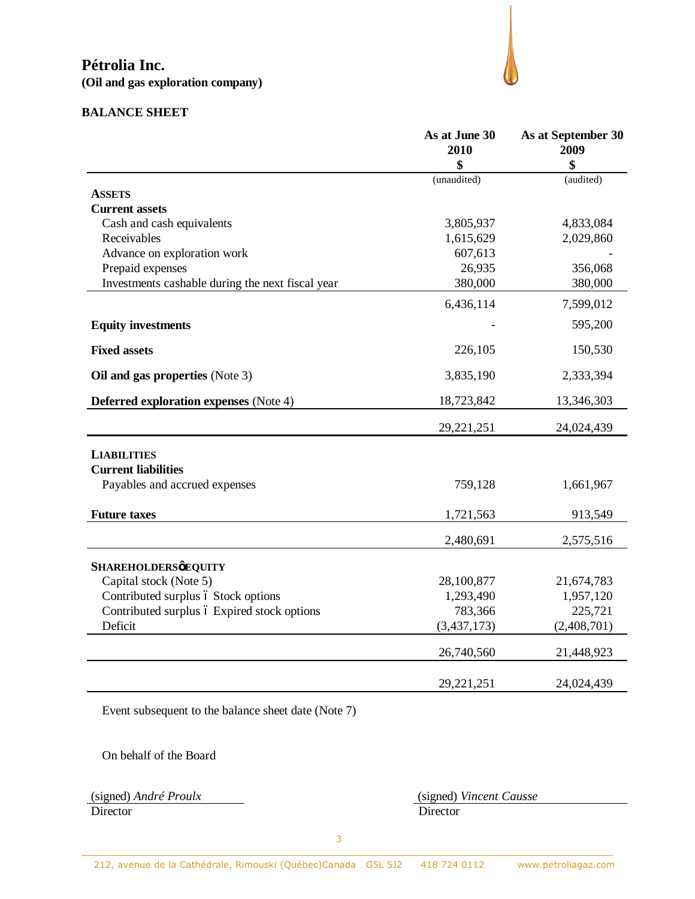# Pétrolia Inc.

**(Oil and gas exploration company)**

## BALANCE SHEET

| | As at June 30 2010 $ | As at September 30 2009 $ |
|---|---|---|
| | (unaudited) | (audited) |
| **ASSETS** | | |
| **Current assets** | | |
| Cash and cash equivalents | 3,805,937 | 4,833,084 |
| Receivables | 1,615,629 | 2,029,860 |
| Advance on exploration work | 607,613 | - |
| Prepaid expenses | 26,935 | 356,068 |
| Investments cashable during the next fiscal year | 380,000 | 380,000 |
| | 6,436,114 | 7,599,012 |
| **Equity investments** | - | 595,200 |
| **Fixed assets** | 226,105 | 150,530 |
| **Oil and gas properties** (Note 3) | 3,835,190 | 2,333,394 |
| **Deferred exploration expenses** (Note 4) | 18,723,842 | 13,346,303 |
| | 29,221,251 | 24,024,439 |
| **LIABILITIES** | | |
| **Current liabilities** | | |
| Payables and accrued expenses | 759,128 | 1,661,967 |
| **Future taxes** | 1,721,563 | 913,549 |
| | 2,480,691 | 2,575,516 |
| **SHAREHOLDERS' EQUITY** | | |
| Capital stock (Note 5) | 28,100,877 | 21,674,783 |
| Contributed surplus – Stock options | 1,293,490 | 1,957,120 |
| Contributed surplus – Expired stock options | 783,366 | 225,721 |
| Deficit | (3,437,173) | (2,408,701) |
| | 26,740,560 | 21,448,923 |
| | 29,221,251 | 24,024,439 |

Event subsequent to the balance sheet date (Note 7)

On behalf of the Board

(signed) *André Proulx*
Director

(signed) *Vincent Causse*
Director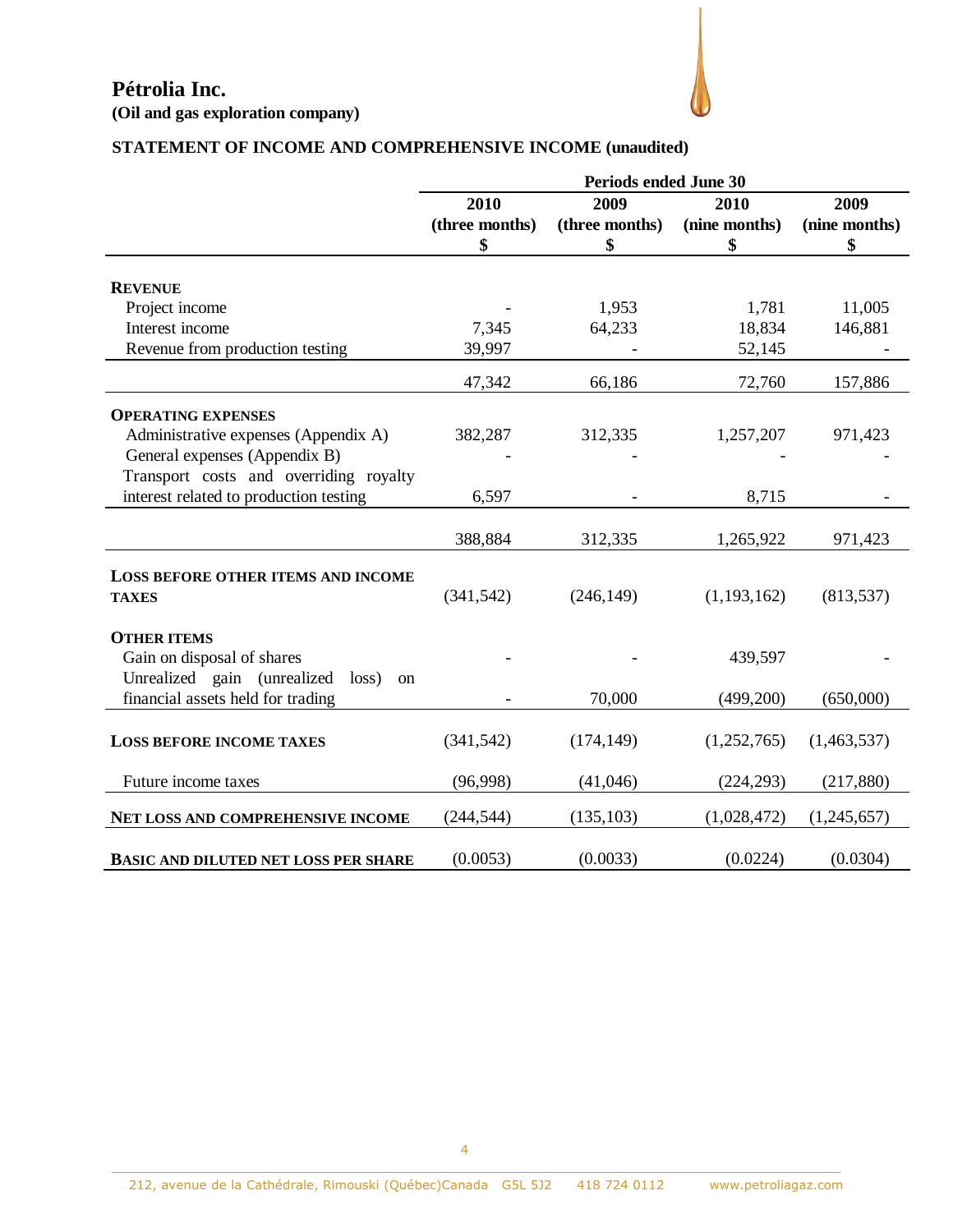# Pétrolia Inc.

**(Oil and gas exploration company)**

## STATEMENT OF INCOME AND COMPREHENSIVE INCOME (unaudited)

| | Periods ended June 30 | | | |
|---|---|---|---|---|
| | 2010 (three months) $ | 2009 (three months) $ | 2010 (nine months) $ | 2009 (nine months) $ |
| **REVENUE** | | | | |
| Project income | - | 1,953 | 1,781 | 11,005 |
| Interest income | 7,345 | 64,233 | 18,834 | 146,881 |
| Revenue from production testing | 39,997 | - | 52,145 | - |
| | 47,342 | 66,186 | 72,760 | 157,886 |
| **OPERATING EXPENSES** | | | | |
| Administrative expenses (Appendix A) | 382,287 | 312,335 | 1,257,207 | 971,423 |
| General expenses (Appendix B) | - | - | - | - |
| Transport costs and overriding royalty interest related to production testing | 6,597 | - | 8,715 | - |
| | 388,884 | 312,335 | 1,265,922 | 971,423 |
| **LOSS BEFORE OTHER ITEMS AND INCOME TAXES** | (341,542) | (246,149) | (1,193,162) | (813,537) |
| **OTHER ITEMS** | | | | |
| Gain on disposal of shares | - | - | 439,597 | - |
| Unrealized gain (unrealized loss) on financial assets held for trading | - | 70,000 | (499,200) | (650,000) |
| **LOSS BEFORE INCOME TAXES** | (341,542) | (174,149) | (1,252,765) | (1,463,537) |
| Future income taxes | (96,998) | (41,046) | (224,293) | (217,880) |
| **NET LOSS AND COMPREHENSIVE INCOME** | (244,544) | (135,103) | (1,028,472) | (1,245,657) |
| **BASIC AND DILUTED NET LOSS PER SHARE** | (0.0053) | (0.0033) | (0.0224) | (0.0304) |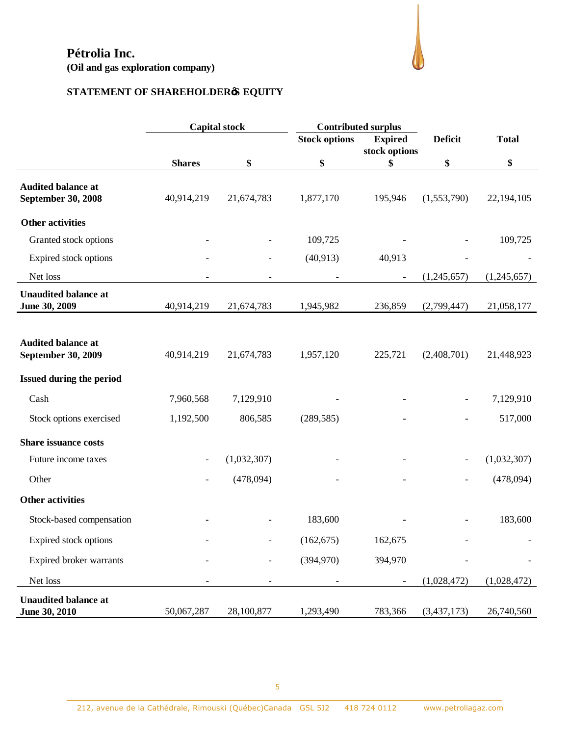# Pétrolia Inc.
**(Oil and gas exploration company)**

## STATEMENT OF SHAREHOLDER'S EQUITY

| | Capital stock | | Contributed surplus | | | |
|---|---|---|---|---|---|---|
| | | | Stock options | Expired stock options | Deficit | Total |
| | Shares | $ | $ | $ | $ | $ |
| **Audited balance at September 30, 2008** | 40,914,219 | 21,674,783 | 1,877,170 | 195,946 | (1,553,790) | 22,194,105 |
| **Other activities** | | | | | | |
| Granted stock options | - | - | 109,725 | - | - | 109,725 |
| Expired stock options | - | - | (40,913) | 40,913 | - | - |
| Net loss | - | - | - | - | (1,245,657) | (1,245,657) |
| **Unaudited balance at June 30, 2009** | 40,914,219 | 21,674,783 | 1,945,982 | 236,859 | (2,799,447) | 21,058,177 |
| | | | | | | |
| **Audited balance at September 30, 2009** | 40,914,219 | 21,674,783 | 1,957,120 | 225,721 | (2,408,701) | 21,448,923 |
| **Issued during the period** | | | | | | |
| Cash | 7,960,568 | 7,129,910 | - | - | - | 7,129,910 |
| Stock options exercised | 1,192,500 | 806,585 | (289,585) | - | - | 517,000 |
| **Share issuance costs** | | | | | | |
| Future income taxes | - | (1,032,307) | - | - | - | (1,032,307) |
| Other | - | (478,094) | - | - | - | (478,094) |
| **Other activities** | | | | | | |
| Stock-based compensation | - | - | 183,600 | - | - | 183,600 |
| Expired stock options | - | - | (162,675) | 162,675 | - | - |
| Expired broker warrants | - | - | (394,970) | 394,970 | - | - |
| Net loss | - | - | - | - | (1,028,472) | (1,028,472) |
| **Unaudited balance at June 30, 2010** | 50,067,287 | 28,100,877 | 1,293,490 | 783,366 | (3,437,173) | 26,740,560 |

212, avenue de la Cathédrale, Rimouski (Québec)Canada G5L 5J2 418 724 0112 www.petroliagaz.com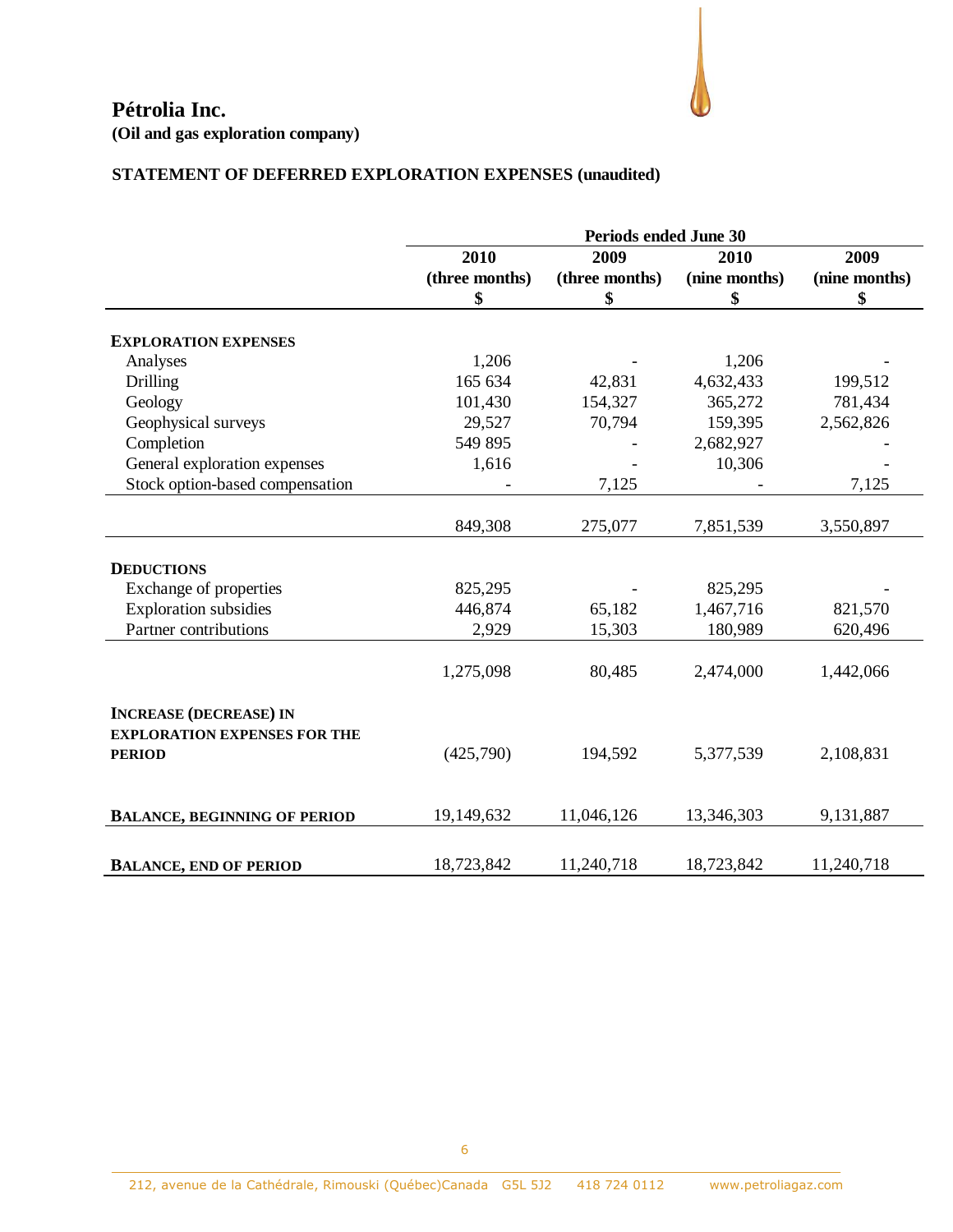# Pétrolia Inc.

**(Oil and gas exploration company)**

## STATEMENT OF DEFERRED EXPLORATION EXPENSES (unaudited)

| | Periods ended June 30 | | | |
|---|---|---|---|---|
| | 2010 (three months) $ | 2009 (three months) $ | 2010 (nine months) $ | 2009 (nine months) $ |
| **EXPLORATION EXPENSES** | | | | |
| Analyses | 1,206 | - | 1,206 | - |
| Drilling | 165 634 | 42,831 | 4,632,433 | 199,512 |
| Geology | 101,430 | 154,327 | 365,272 | 781,434 |
| Geophysical surveys | 29,527 | 70,794 | 159,395 | 2,562,826 |
| Completion | 549 895 | - | 2,682,927 | - |
| General exploration expenses | 1,616 | - | 10,306 | - |
| Stock option-based compensation | - | 7,125 | - | 7,125 |
| | 849,308 | 275,077 | 7,851,539 | 3,550,897 |
| **DEDUCTIONS** | | | | |
| Exchange of properties | 825,295 | - | 825,295 | - |
| Exploration subsidies | 446,874 | 65,182 | 1,467,716 | 821,570 |
| Partner contributions | 2,929 | 15,303 | 180,989 | 620,496 |
| | 1,275,098 | 80,485 | 2,474,000 | 1,442,066 |
| **INCREASE (DECREASE) IN EXPLORATION EXPENSES FOR THE PERIOD** | (425,790) | 194,592 | 5,377,539 | 2,108,831 |
| **BALANCE, BEGINNING OF PERIOD** | 19,149,632 | 11,046,126 | 13,346,303 | 9,131,887 |
| **BALANCE, END OF PERIOD** | 18,723,842 | 11,240,718 | 18,723,842 | 11,240,718 |

212, avenue de la Cathédrale, Rimouski (Québec)Canada G5L 5J2 418 724 0112 www.petroliagaz.com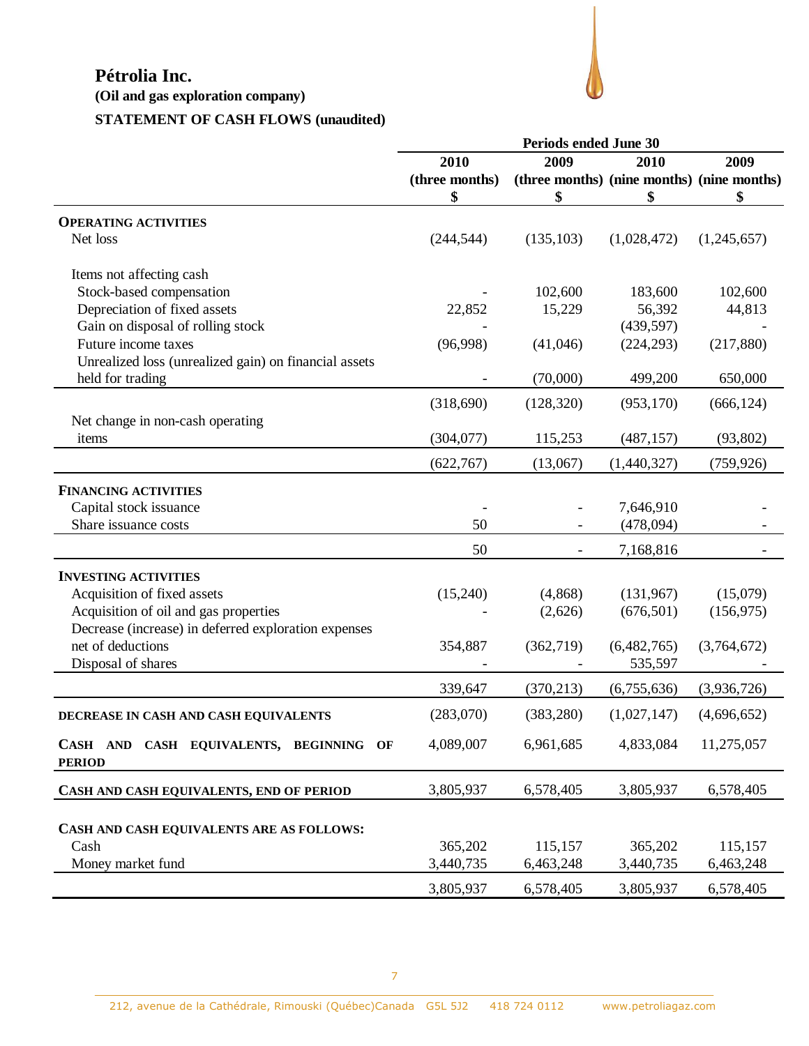# Pétrolia Inc.

**(Oil and gas exploration company)**

**STATEMENT OF CASH FLOWS (unaudited)**

| | Periods ended June 30 | | | |
|---|---|---|---|---|
| | 2010 (three months) $ | 2009 (three months) $ | 2010 (nine months) $ | 2009 (nine months) $ |
| **OPERATING ACTIVITIES** | | | | |
| Net loss | (244,544) | (135,103) | (1,028,472) | (1,245,657) |
| Items not affecting cash | | | | |
| Stock-based compensation | - | 102,600 | 183,600 | 102,600 |
| Depreciation of fixed assets | 22,852 | 15,229 | 56,392 | 44,813 |
| Gain on disposal of rolling stock | - | | (439,597) | - |
| Future income taxes | (96,998) | (41,046) | (224,293) | (217,880) |
| Unrealized loss (unrealized gain) on financial assets held for trading | - | (70,000) | 499,200 | 650,000 |
| | (318,690) | (128,320) | (953,170) | (666,124) |
| Net change in non-cash operating items | (304,077) | 115,253 | (487,157) | (93,802) |
| | (622,767) | (13,067) | (1,440,327) | (759,926) |
| **FINANCING ACTIVITIES** | | | | |
| Capital stock issuance | - | - | 7,646,910 | - |
| Share issuance costs | 50 | - | (478,094) | - |
| | 50 | - | 7,168,816 | - |
| **INVESTING ACTIVITIES** | | | | |
| Acquisition of fixed assets | (15,240) | (4,868) | (131,967) | (15,079) |
| Acquisition of oil and gas properties | - | (2,626) | (676,501) | (156,975) |
| Decrease (increase) in deferred exploration expenses net of deductions | 354,887 | (362,719) | (6,482,765) | (3,764,672) |
| Disposal of shares | - | - | 535,597 | - |
| | 339,647 | (370,213) | (6,755,636) | (3,936,726) |
| **DECREASE IN CASH AND CASH EQUIVALENTS** | (283,070) | (383,280) | (1,027,147) | (4,696,652) |
| **CASH AND CASH EQUIVALENTS, BEGINNING OF PERIOD** | 4,089,007 | 6,961,685 | 4,833,084 | 11,275,057 |
| **CASH AND CASH EQUIVALENTS, END OF PERIOD** | 3,805,937 | 6,578,405 | 3,805,937 | 6,578,405 |
| **CASH AND CASH EQUIVALENTS ARE AS FOLLOWS:** | | | | |
| Cash | 365,202 | 115,157 | 365,202 | 115,157 |
| Money market fund | 3,440,735 | 6,463,248 | 3,440,735 | 6,463,248 |
| | 3,805,937 | 6,578,405 | 3,805,937 | 6,578,405 |

212, avenue de la Cathédrale, Rimouski (Québec)Canada G5L 5J2 418 724 0112 www.petroliagaz.com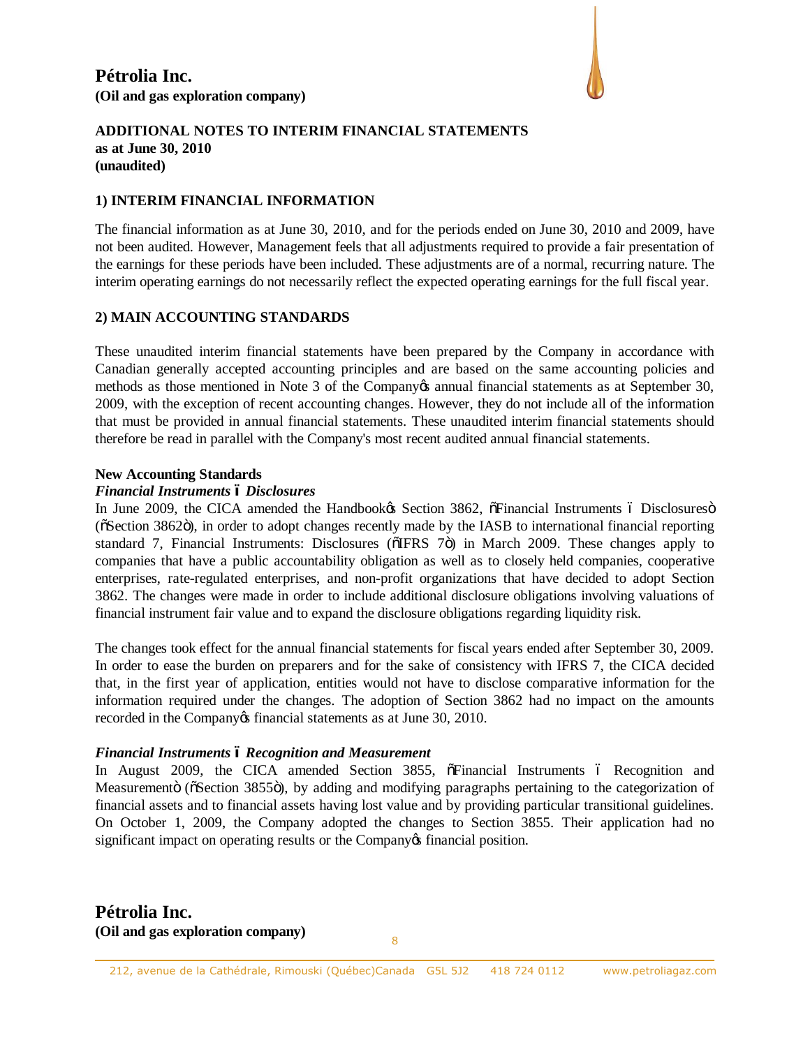## ADDITIONAL NOTES TO INTERIM FINANCIAL STATEMENTS
**as at June 30, 2010**
**(unaudited)**

### 1) INTERIM FINANCIAL INFORMATION

The financial information as at June 30, 2010, and for the periods ended on June 30, 2010 and 2009, have not been audited. However, Management feels that all adjustments required to provide a fair presentation of the earnings for these periods have been included. These adjustments are of a normal, recurring nature. The interim operating earnings do not necessarily reflect the expected operating earnings for the full fiscal year.

### 2) MAIN ACCOUNTING STANDARDS

These unaudited interim financial statements have been prepared by the Company in accordance with Canadian generally accepted accounting principles and are based on the same accounting policies and methods as those mentioned in Note 3 of the Company's annual financial statements as at September 30, 2009, with the exception of recent accounting changes. However, they do not include all of the information that must be provided in annual financial statements. These unaudited interim financial statements should therefore be read in parallel with the Company's most recent audited annual financial statements.

**New Accounting Standards**

***Financial Instruments – Disclosures***

In June 2009, the CICA amended the Handbook's Section 3862, "Financial Instruments – Disclosures" ("Section 3862"), in order to adopt changes recently made by the IASB to international financial reporting standard 7, Financial Instruments: Disclosures ("IFRS 7") in March 2009. These changes apply to companies that have a public accountability obligation as well as to closely held companies, cooperative enterprises, rate-regulated enterprises, and non-profit organizations that have decided to adopt Section 3862. The changes were made in order to include additional disclosure obligations involving valuations of financial instrument fair value and to expand the disclosure obligations regarding liquidity risk.

The changes took effect for the annual financial statements for fiscal years ended after September 30, 2009. In order to ease the burden on preparers and for the sake of consistency with IFRS 7, the CICA decided that, in the first year of application, entities would not have to disclose comparative information for the information required under the changes. The adoption of Section 3862 had no impact on the amounts recorded in the Company's financial statements as at June 30, 2010.

***Financial Instruments – Recognition and Measurement***

In August 2009, the CICA amended Section 3855, "Financial Instruments – Recognition and Measurement" ("Section 3855"), by adding and modifying paragraphs pertaining to the categorization of financial assets and to financial assets having lost value and by providing particular transitional guidelines. On October 1, 2009, the Company adopted the changes to Section 3855. Their application had no significant impact on operating results or the Company's financial position.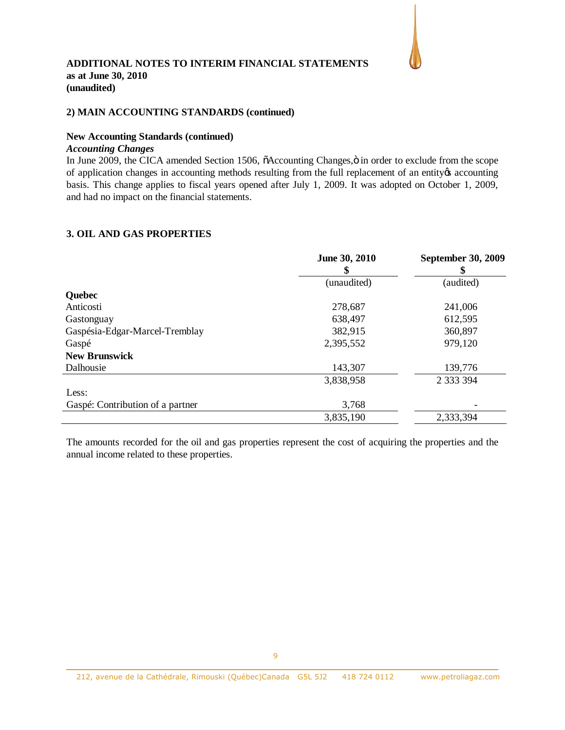**ADDITIONAL NOTES TO INTERIM FINANCIAL STATEMENTS**
**as at June 30, 2010**
**(unaudited)**

## 2) MAIN ACCOUNTING STANDARDS (continued)

### New Accounting Standards (continued)

***Accounting Changes***

In June 2009, the CICA amended Section 1506, "Accounting Changes," in order to exclude from the scope of application changes in accounting methods resulting from the full replacement of an entity's accounting basis. This change applies to fiscal years opened after July 1, 2009. It was adopted on October 1, 2009, and had no impact on the financial statements.

## 3. OIL AND GAS PROPERTIES

| | June 30, 2010<br>$ | September 30, 2009<br>$ |
|---|---|---|
| | (unaudited) | (audited) |
| **Quebec** | | |
| Anticosti | 278,687 | 241,006 |
| Gastonguay | 638,497 | 612,595 |
| Gaspésia-Edgar-Marcel-Tremblay | 382,915 | 360,897 |
| Gaspé | 2,395,552 | 979,120 |
| **New Brunswick** | | |
| Dalhousie | 143,307 | 139,776 |
| | 3,838,958 | 2 333 394 |
| Less: | | |
| Gaspé: Contribution of a partner | 3,768 | - |
| | 3,835,190 | 2,333,394 |

The amounts recorded for the oil and gas properties represent the cost of acquiring the properties and the annual income related to these properties.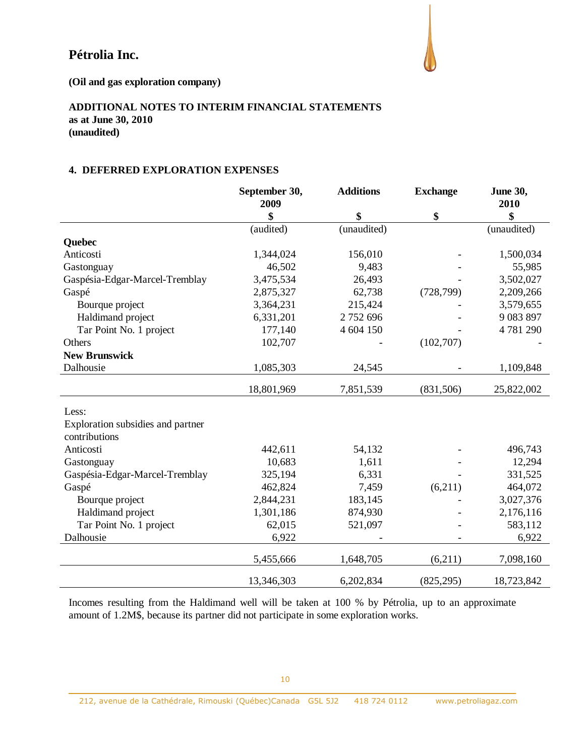**Pétrolia Inc.**

**(Oil and gas exploration company)**

**ADDITIONAL NOTES TO INTERIM FINANCIAL STATEMENTS**
**as at June 30, 2010**
**(unaudited)**

## 4. DEFERRED EXPLORATION EXPENSES

| | September 30, 2009 | Additions | Exchange | June 30, 2010 |
|---|---|---|---|---|
| | $ | $ | $ | $ |
| | (audited) | (unaudited) | | (unaudited) |
| **Quebec** | | | | |
| Anticosti | 1,344,024 | 156,010 | - | 1,500,034 |
| Gastonguay | 46,502 | 9,483 | - | 55,985 |
| Gaspésia-Edgar-Marcel-Tremblay | 3,475,534 | 26,493 | - | 3,502,027 |
| Gaspé | 2,875,327 | 62,738 | (728,799) | 2,209,266 |
| Bourque project | 3,364,231 | 215,424 | - | 3,579,655 |
| Haldimand project | 6,331,201 | 2 752 696 | - | 9 083 897 |
| Tar Point No. 1 project | 177,140 | 4 604 150 | - | 4 781 290 |
| Others | 102,707 | - | (102,707) | - |
| **New Brunswick** | | | | |
| Dalhousie | 1,085,303 | 24,545 | - | 1,109,848 |
| | 18,801,969 | 7,851,539 | (831,506) | 25,822,002 |
| Less: | | | | |
| Exploration subsidies and partner contributions | | | | |
| Anticosti | 442,611 | 54,132 | - | 496,743 |
| Gastonguay | 10,683 | 1,611 | - | 12,294 |
| Gaspésia-Edgar-Marcel-Tremblay | 325,194 | 6,331 | - | 331,525 |
| Gaspé | 462,824 | 7,459 | (6,211) | 464,072 |
| Bourque project | 2,844,231 | 183,145 | - | 3,027,376 |
| Haldimand project | 1,301,186 | 874,930 | - | 2,176,116 |
| Tar Point No. 1 project | 62,015 | 521,097 | - | 583,112 |
| Dalhousie | 6,922 | - | - | 6,922 |
| | 5,455,666 | 1,648,705 | (6,211) | 7,098,160 |
| | 13,346,303 | 6,202,834 | (825,295) | 18,723,842 |

Incomes resulting from the Haldimand well will be taken at 100 % by Pétrolia, up to an approximate amount of 1.2M$, because its partner did not participate in some exploration works.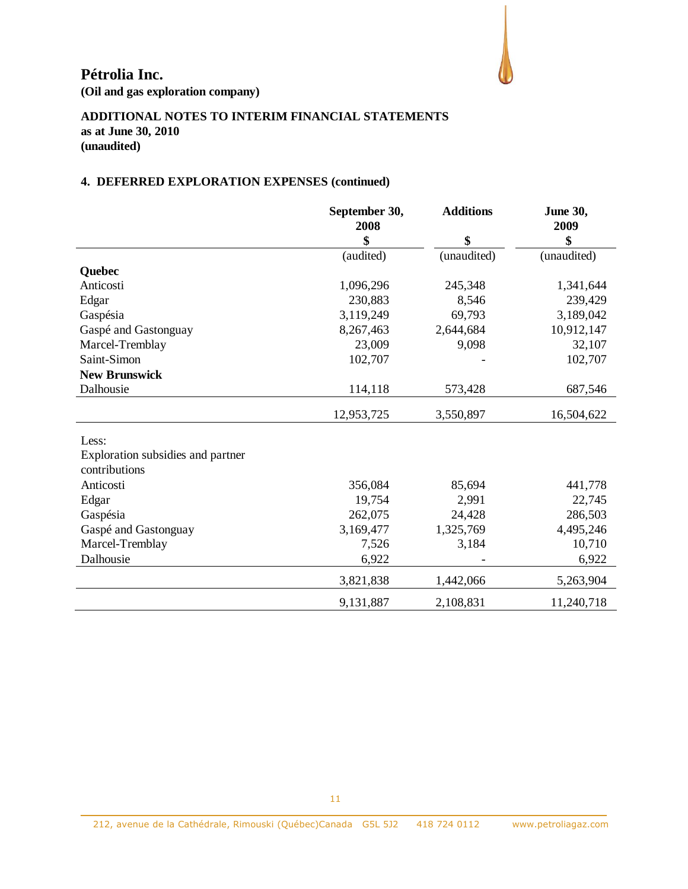# Pétrolia Inc.

**(Oil and gas exploration company)**

**ADDITIONAL NOTES TO INTERIM FINANCIAL STATEMENTS**
**as at June 30, 2010**
**(unaudited)**

## 4. DEFERRED EXPLORATION EXPENSES (continued)

| | September 30, 2008 | Additions | June 30, 2009 |
|---|---|---|---|
| | $ | $ | $ |
| | (audited) | (unaudited) | (unaudited) |
| **Quebec** | | | |
| Anticosti | 1,096,296 | 245,348 | 1,341,644 |
| Edgar | 230,883 | 8,546 | 239,429 |
| Gaspésia | 3,119,249 | 69,793 | 3,189,042 |
| Gaspé and Gastonguay | 8,267,463 | 2,644,684 | 10,912,147 |
| Marcel-Tremblay | 23,009 | 9,098 | 32,107 |
| Saint-Simon | 102,707 | - | 102,707 |
| **New Brunswick** | | | |
| Dalhousie | 114,118 | 573,428 | 687,546 |
| | 12,953,725 | 3,550,897 | 16,504,622 |
| Less: | | | |
| Exploration subsidies and partner contributions | | | |
| Anticosti | 356,084 | 85,694 | 441,778 |
| Edgar | 19,754 | 2,991 | 22,745 |
| Gaspésia | 262,075 | 24,428 | 286,503 |
| Gaspé and Gastonguay | 3,169,477 | 1,325,769 | 4,495,246 |
| Marcel-Tremblay | 7,526 | 3,184 | 10,710 |
| Dalhousie | 6,922 | - | 6,922 |
| | 3,821,838 | 1,442,066 | 5,263,904 |
| | 9,131,887 | 2,108,831 | 11,240,718 |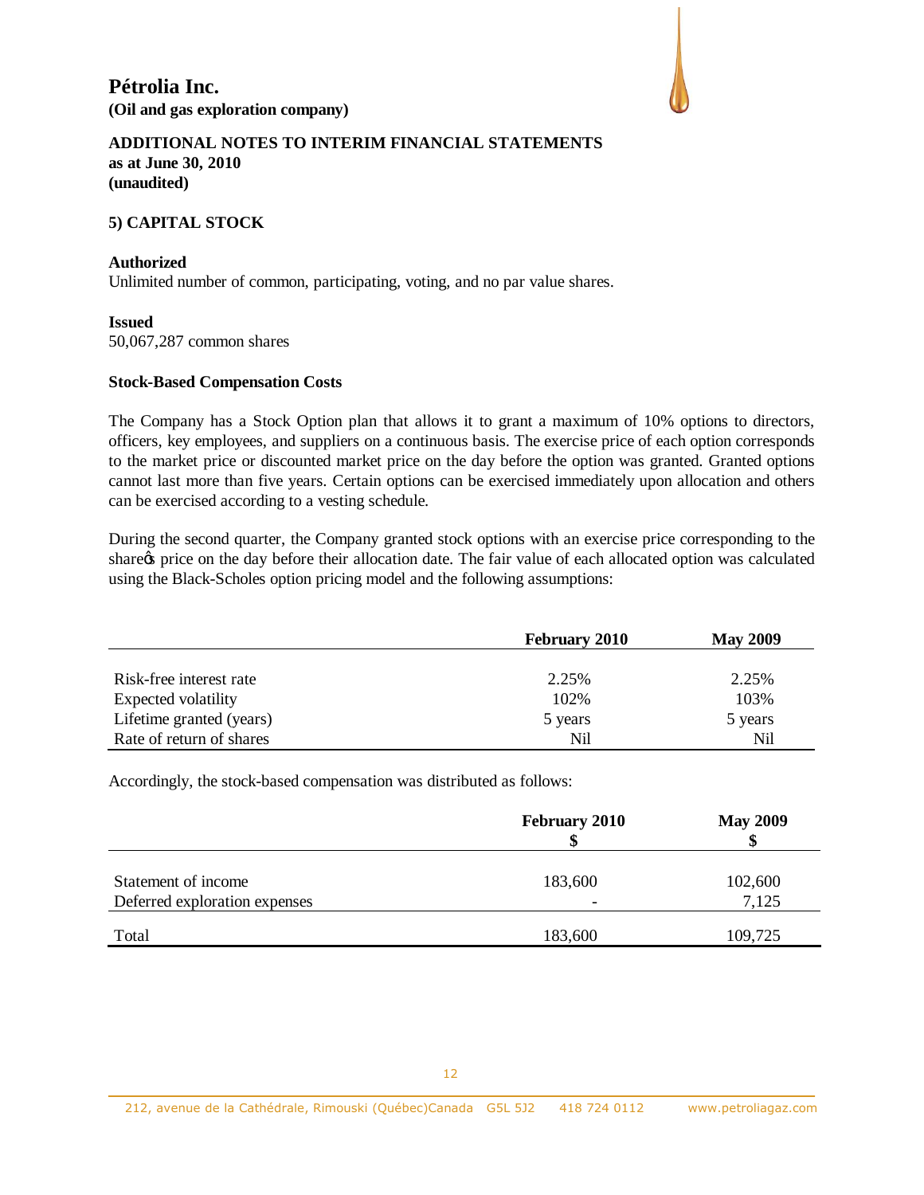# Pétrolia Inc.

**(Oil and gas exploration company)**

**ADDITIONAL NOTES TO INTERIM FINANCIAL STATEMENTS**
**as at June 30, 2010**
**(unaudited)**

## 5) CAPITAL STOCK

**Authorized**
Unlimited number of common, participating, voting, and no par value shares.

**Issued**
50,067,287 common shares

**Stock-Based Compensation Costs**

The Company has a Stock Option plan that allows it to grant a maximum of 10% options to directors, officers, key employees, and suppliers on a continuous basis. The exercise price of each option corresponds to the market price or discounted market price on the day before the option was granted. Granted options cannot last more than five years. Certain options can be exercised immediately upon allocation and others can be exercised according to a vesting schedule.

During the second quarter, the Company granted stock options with an exercise price corresponding to the share's price on the day before their allocation date. The fair value of each allocated option was calculated using the Black-Scholes option pricing model and the following assumptions:

| | February 2010 | May 2009 |
|---|---|---|
| Risk-free interest rate | 2.25% | 2.25% |
| Expected volatility | 102% | 103% |
| Lifetime granted (years) | 5 years | 5 years |
| Rate of return of shares | Nil | Nil |

Accordingly, the stock-based compensation was distributed as follows:

| | February 2010<br>$ | May 2009<br>$ |
|---|---|---|
| Statement of income | 183,600 | 102,600 |
| Deferred exploration expenses | - | 7,125 |
| Total | 183,600 | 109,725 |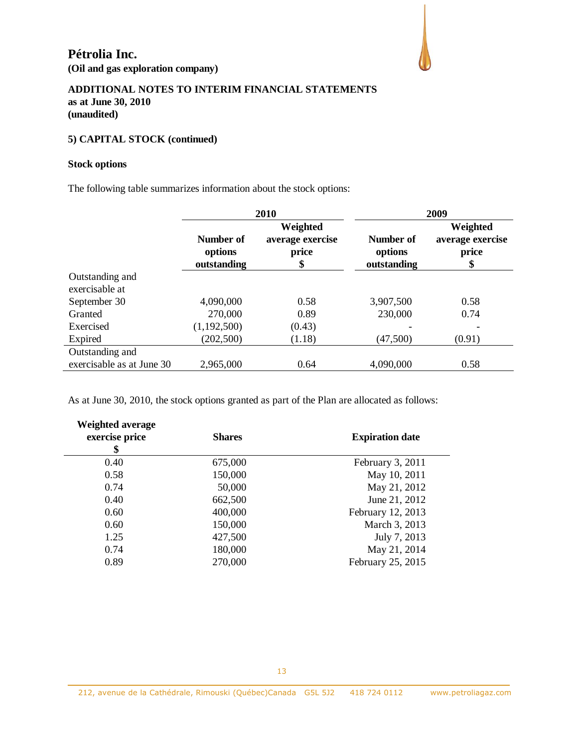# Pétrolia Inc.

**(Oil and gas exploration company)**

**ADDITIONAL NOTES TO INTERIM FINANCIAL STATEMENTS**
**as at June 30, 2010**
**(unaudited)**

## 5) CAPITAL STOCK (continued)

### Stock options

The following table summarizes information about the stock options:

| | 2010 | | 2009 | |
|---|---|---|---|---|
| | Number of options outstanding | Weighted average exercise price $ | Number of options outstanding | Weighted average exercise price $ |
| Outstanding and exercisable at September 30 | 4,090,000 | 0.58 | 3,907,500 | 0.58 |
| Granted | 270,000 | 0.89 | 230,000 | 0.74 |
| Exercised | (1,192,500) | (0.43) | - | - |
| Expired | (202,500) | (1.18) | (47,500) | (0.91) |
| Outstanding and exercisable as at June 30 | 2,965,000 | 0.64 | 4,090,000 | 0.58 |

As at June 30, 2010, the stock options granted as part of the Plan are allocated as follows:

| Weighted average exercise price $ | Shares | Expiration date |
|---|---|---|
| 0.40 | 675,000 | February 3, 2011 |
| 0.58 | 150,000 | May 10, 2011 |
| 0.74 | 50,000 | May 21, 2012 |
| 0.40 | 662,500 | June 21, 2012 |
| 0.60 | 400,000 | February 12, 2013 |
| 0.60 | 150,000 | March 3, 2013 |
| 1.25 | 427,500 | July 7, 2013 |
| 0.74 | 180,000 | May 21, 2014 |
| 0.89 | 270,000 | February 25, 2015 |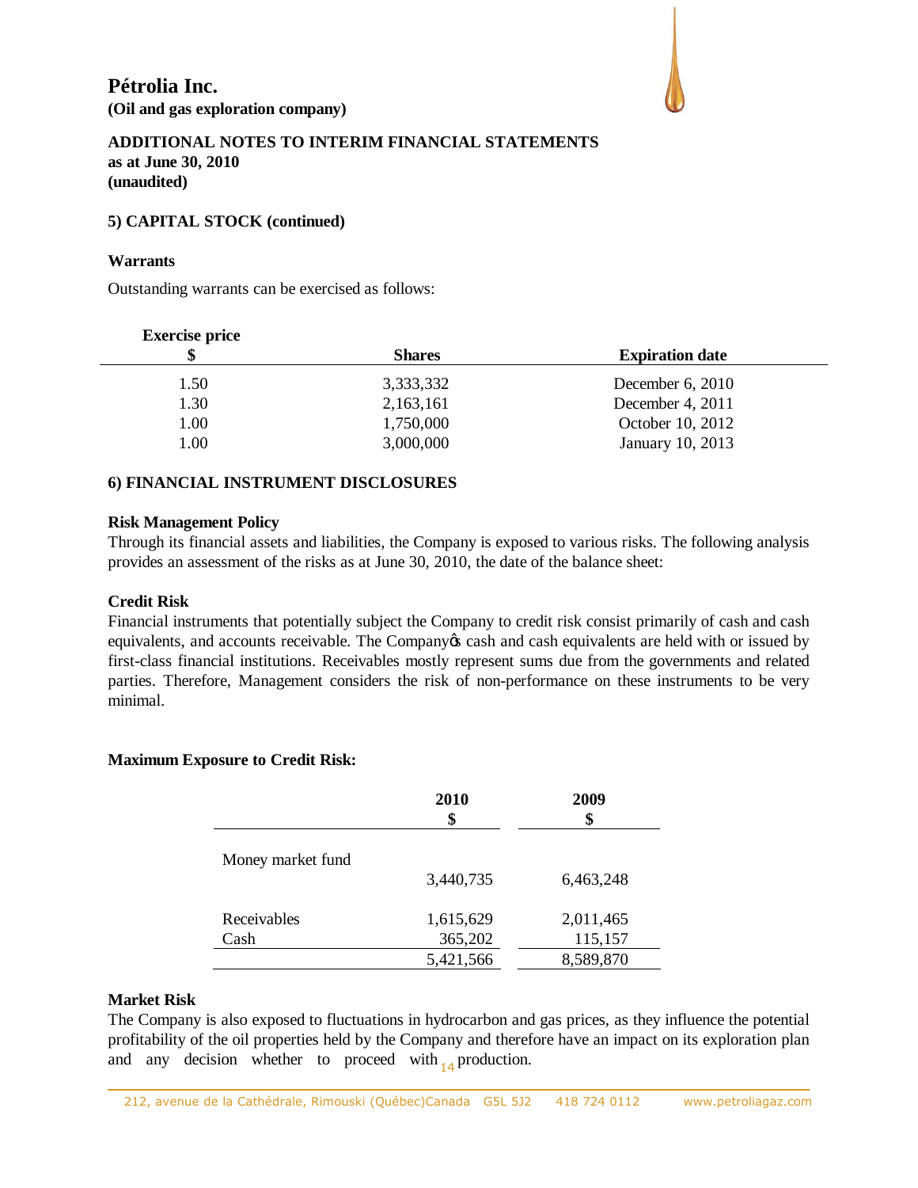# Pétrolia Inc.

**(Oil and gas exploration company)**

**ADDITIONAL NOTES TO INTERIM FINANCIAL STATEMENTS**
**as at June 30, 2010**
**(unaudited)**

### 5) CAPITAL STOCK (continued)

**Warrants**

Outstanding warrants can be exercised as follows:

| Exercise price $ | Shares | Expiration date |
|---|---|---|
| 1.50 | 3,333,332 | December 6, 2010 |
| 1.30 | 2,163,161 | December 4, 2011 |
| 1.00 | 1,750,000 | October 10, 2012 |
| 1.00 | 3,000,000 | January 10, 2013 |

### 6) FINANCIAL INSTRUMENT DISCLOSURES

**Risk Management Policy**

Through its financial assets and liabilities, the Company is exposed to various risks. The following analysis provides an assessment of the risks as at June 30, 2010, the date of the balance sheet:

**Credit Risk**

Financial instruments that potentially subject the Company to credit risk consist primarily of cash and cash equivalents, and accounts receivable. The Company's cash and cash equivalents are held with or issued by first-class financial institutions. Receivables mostly represent sums due from the governments and related parties. Therefore, Management considers the risk of non-performance on these instruments to be very minimal.

**Maximum Exposure to Credit Risk:**

| | 2010 $ | 2009 $ |
|---|---|---|
| Money market fund | 3,440,735 | 6,463,248 |
| Receivables | 1,615,629 | 2,011,465 |
| Cash | 365,202 | 115,157 |
| | 5,421,566 | 8,589,870 |

**Market Risk**

The Company is also exposed to fluctuations in hydrocarbon and gas prices, as they influence the potential profitability of the oil properties held by the Company and therefore have an impact on its exploration plan and any decision whether to proceed with production.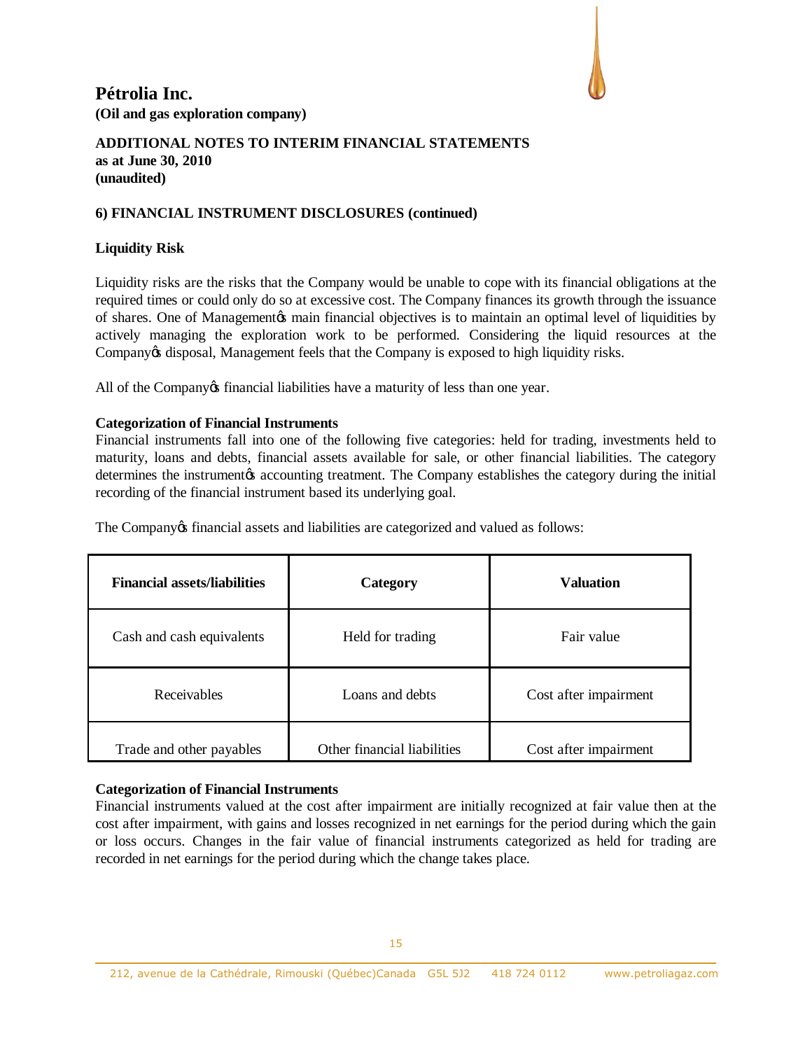# Pétrolia Inc.

**(Oil and gas exploration company)**

**ADDITIONAL NOTES TO INTERIM FINANCIAL STATEMENTS**
**as at June 30, 2010**
**(unaudited)**

## 6) FINANCIAL INSTRUMENT DISCLOSURES (continued)

### Liquidity Risk

Liquidity risks are the risks that the Company would be unable to cope with its financial obligations at the required times or could only do so at excessive cost. The Company finances its growth through the issuance of shares. One of Management's main financial objectives is to maintain an optimal level of liquidities by actively managing the exploration work to be performed. Considering the liquid resources at the Company's disposal, Management feels that the Company is exposed to high liquidity risks.

All of the Company's financial liabilities have a maturity of less than one year.

### Categorization of Financial Instruments

Financial instruments fall into one of the following five categories: held for trading, investments held to maturity, loans and debts, financial assets available for sale, or other financial liabilities. The category determines the instrument's accounting treatment. The Company establishes the category during the initial recording of the financial instrument based its underlying goal.

The Company's financial assets and liabilities are categorized and valued as follows:

| Financial assets/liabilities | Category | Valuation |
|---|---|---|
| Cash and cash equivalents | Held for trading | Fair value |
| Receivables | Loans and debts | Cost after impairment |
| Trade and other payables | Other financial liabilities | Cost after impairment |

### Categorization of Financial Instruments

Financial instruments valued at the cost after impairment are initially recognized at fair value then at the cost after impairment, with gains and losses recognized in net earnings for the period during which the gain or loss occurs. Changes in the fair value of financial instruments categorized as held for trading are recorded in net earnings for the period during which the change takes place.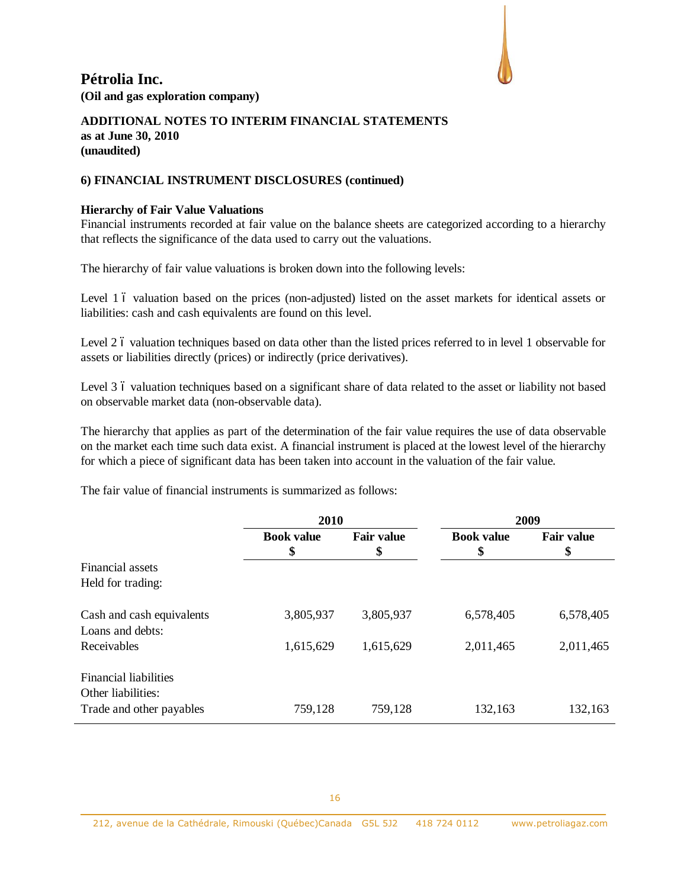# Pétrolia Inc.

**(Oil and gas exploration company)**

**ADDITIONAL NOTES TO INTERIM FINANCIAL STATEMENTS**
**as at June 30, 2010**
**(unaudited)**

**6) FINANCIAL INSTRUMENT DISCLOSURES (continued)**

**Hierarchy of Fair Value Valuations**

Financial instruments recorded at fair value on the balance sheets are categorized according to a hierarchy that reflects the significance of the data used to carry out the valuations.

The hierarchy of fair value valuations is broken down into the following levels:

Level 1 – valuation based on the prices (non-adjusted) listed on the asset markets for identical assets or liabilities: cash and cash equivalents are found on this level.

Level 2 – valuation techniques based on data other than the listed prices referred to in level 1 observable for assets or liabilities directly (prices) or indirectly (price derivatives).

Level 3 – valuation techniques based on a significant share of data related to the asset or liability not based on observable market data (non-observable data).

The hierarchy that applies as part of the determination of the fair value requires the use of data observable on the market each time such data exist. A financial instrument is placed at the lowest level of the hierarchy for which a piece of significant data has been taken into account in the valuation of the fair value.

The fair value of financial instruments is summarized as follows:

| | 2010 | | 2009 | |
|---|---|---|---|---|
| | **Book value** $ | **Fair value** $ | **Book value** $ | **Fair value** $ |
| Financial assets | | | | |
| Held for trading: | | | | |
| Cash and cash equivalents | 3,805,937 | 3,805,937 | 6,578,405 | 6,578,405 |
| Loans and debts: | | | | |
| Receivables | 1,615,629 | 1,615,629 | 2,011,465 | 2,011,465 |
| Financial liabilities | | | | |
| Other liabilities: | | | | |
| Trade and other payables | 759,128 | 759,128 | 132,163 | 132,163 |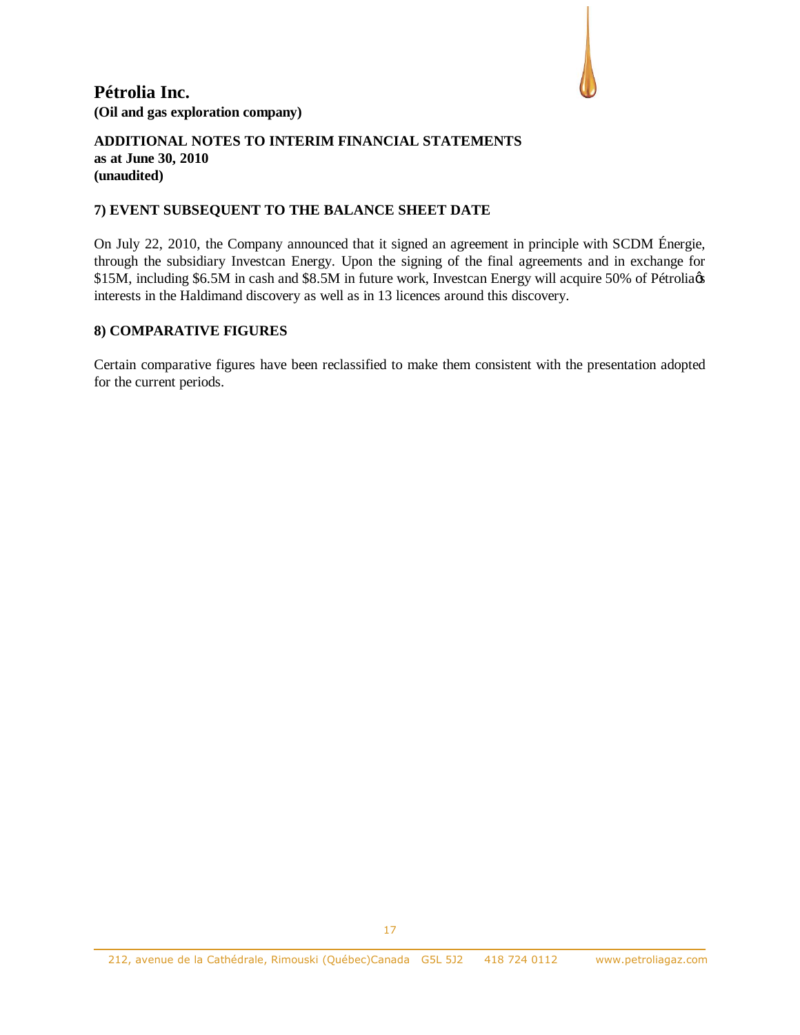# Pétrolia Inc.

**(Oil and gas exploration company)**

**ADDITIONAL NOTES TO INTERIM FINANCIAL STATEMENTS**
**as at June 30, 2010**
**(unaudited)**

## 7) EVENT SUBSEQUENT TO THE BALANCE SHEET DATE

On July 22, 2010, the Company announced that it signed an agreement in principle with SCDM Énergie, through the subsidiary Investcan Energy. Upon the signing of the final agreements and in exchange for $15M, including $6.5M in cash and $8.5M in future work, Investcan Energy will acquire 50% of Pétrolia's interests in the Haldimand discovery as well as in 13 licences around this discovery.

## 8) COMPARATIVE FIGURES

Certain comparative figures have been reclassified to make them consistent with the presentation adopted for the current periods.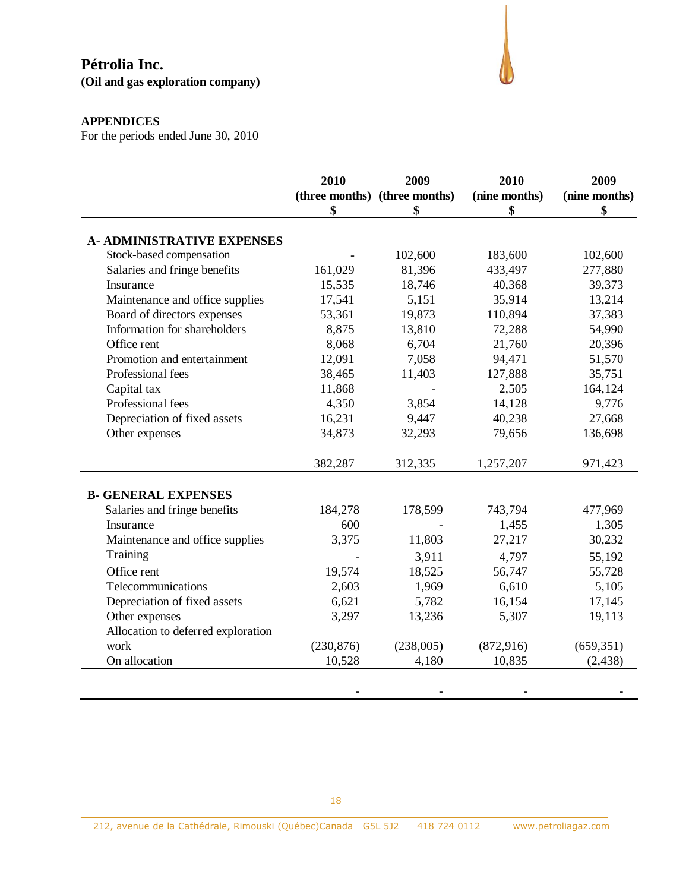**Pétrolia Inc.**
**(Oil and gas exploration company)**

**APPENDICES**
For the periods ended June 30, 2010

| | 2010 (three months) $ | 2009 (three months) $ | 2010 (nine months) $ | 2009 (nine months) $ |
|---|---|---|---|---|
| **A- ADMINISTRATIVE EXPENSES** | | | | |
| Stock-based compensation | - | 102,600 | 183,600 | 102,600 |
| Salaries and fringe benefits | 161,029 | 81,396 | 433,497 | 277,880 |
| Insurance | 15,535 | 18,746 | 40,368 | 39,373 |
| Maintenance and office supplies | 17,541 | 5,151 | 35,914 | 13,214 |
| Board of directors expenses | 53,361 | 19,873 | 110,894 | 37,383 |
| Information for shareholders | 8,875 | 13,810 | 72,288 | 54,990 |
| Office rent | 8,068 | 6,704 | 21,760 | 20,396 |
| Promotion and entertainment | 12,091 | 7,058 | 94,471 | 51,570 |
| Professional fees | 38,465 | 11,403 | 127,888 | 35,751 |
| Capital tax | 11,868 | - | 2,505 | 164,124 |
| Professional fees | 4,350 | 3,854 | 14,128 | 9,776 |
| Depreciation of fixed assets | 16,231 | 9,447 | 40,238 | 27,668 |
| Other expenses | 34,873 | 32,293 | 79,656 | 136,698 |
| | 382,287 | 312,335 | 1,257,207 | 971,423 |
| **B- GENERAL EXPENSES** | | | | |
| Salaries and fringe benefits | 184,278 | 178,599 | 743,794 | 477,969 |
| Insurance | 600 | - | 1,455 | 1,305 |
| Maintenance and office supplies | 3,375 | 11,803 | 27,217 | 30,232 |
| Training | - | 3,911 | 4,797 | 55,192 |
| Office rent | 19,574 | 18,525 | 56,747 | 55,728 |
| Telecommunications | 2,603 | 1,969 | 6,610 | 5,105 |
| Depreciation of fixed assets | 6,621 | 5,782 | 16,154 | 17,145 |
| Other expenses | 3,297 | 13,236 | 5,307 | 19,113 |
| Allocation to deferred exploration work | (230,876) | (238,005) | (872,916) | (659,351) |
| On allocation | 10,528 | 4,180 | 10,835 | (2,438) |
| | - | - | - | - |